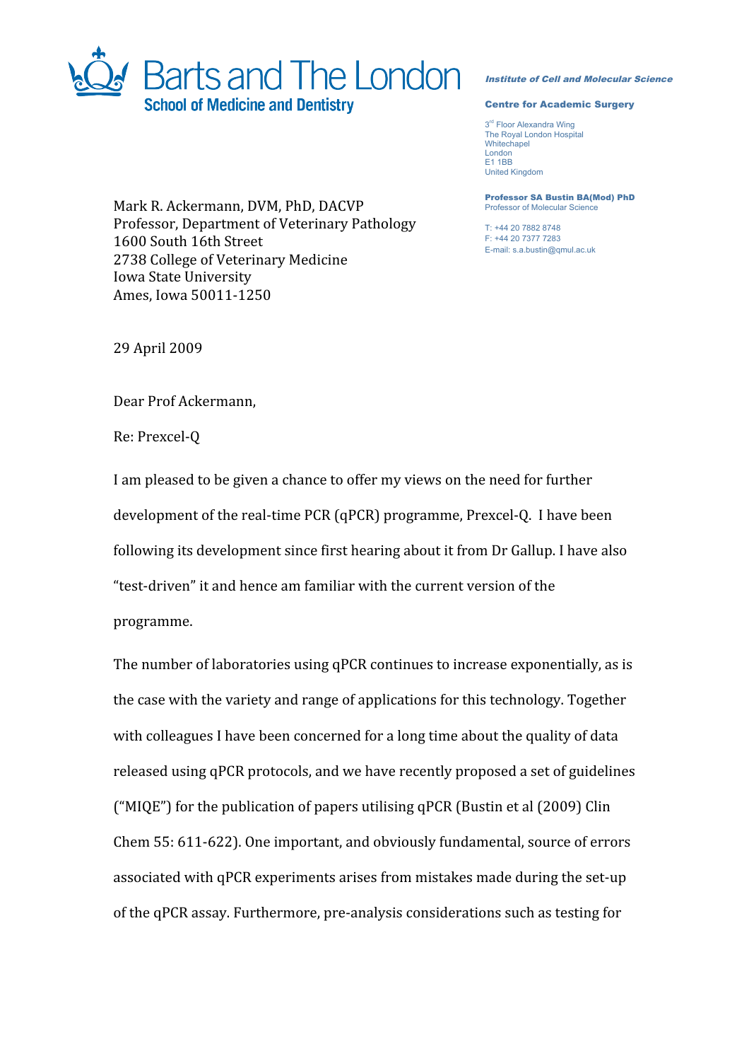**Barts and The London**
**School of Medicine and Dentistry**

*Institute of Cell and Molecular Science*

**Centre for Academic Surgery**

3rd Floor Alexandra Wing
The Royal London Hospital
Whitechapel
London
E1 1BB
United Kingdom

**Professor SA Bustin BA(Mod) PhD**
Professor of Molecular Science

T: +44 20 7882 8748
F: +44 20 7377 7283
E-mail: s.a.bustin@qmul.ac.uk

Mark R. Ackermann, DVM, PhD, DACVP
Professor, Department of Veterinary Pathology
1600 South 16th Street
2738 College of Veterinary Medicine
Iowa State University
Ames, Iowa 50011-1250

29 April 2009

Dear Prof Ackermann,

Re: Prexcel-Q

I am pleased to be given a chance to offer my views on the need for further development of the real-time PCR (qPCR) programme, Prexcel-Q. I have been following its development since first hearing about it from Dr Gallup. I have also "test-driven" it and hence am familiar with the current version of the programme.

The number of laboratories using qPCR continues to increase exponentially, as is the case with the variety and range of applications for this technology. Together with colleagues I have been concerned for a long time about the quality of data released using qPCR protocols, and we have recently proposed a set of guidelines ("MIQE") for the publication of papers utilising qPCR (Bustin et al (2009) Clin Chem 55: 611-622). One important, and obviously fundamental, source of errors associated with qPCR experiments arises from mistakes made during the set-up of the qPCR assay. Furthermore, pre-analysis considerations such as testing for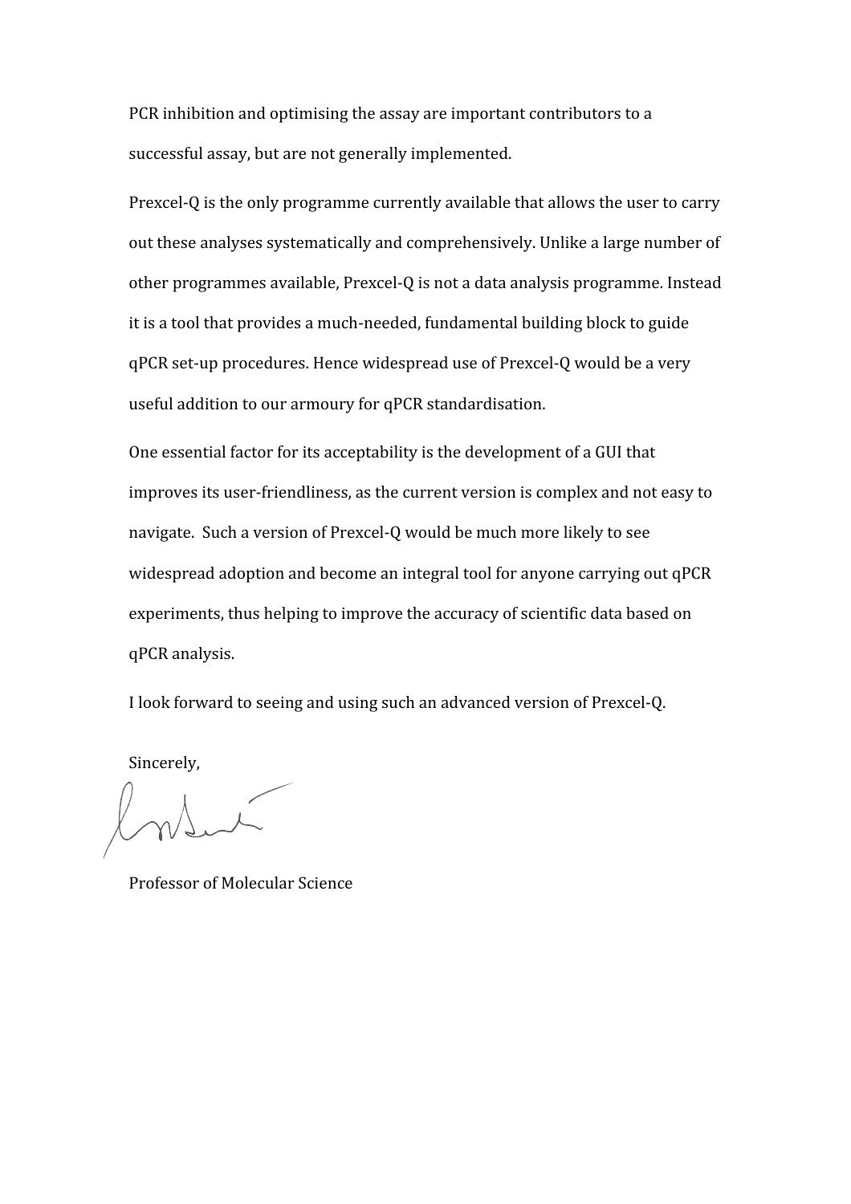PCR inhibition and optimising the assay are important contributors to a successful assay, but are not generally implemented.

Prexcel-Q is the only programme currently available that allows the user to carry out these analyses systematically and comprehensively. Unlike a large number of other programmes available, Prexcel-Q is not a data analysis programme. Instead it is a tool that provides a much-needed, fundamental building block to guide qPCR set-up procedures. Hence widespread use of Prexcel-Q would be a very useful addition to our armoury for qPCR standardisation.

One essential factor for its acceptability is the development of a GUI that improves its user-friendliness, as the current version is complex and not easy to navigate. Such a version of Prexcel-Q would be much more likely to see widespread adoption and become an integral tool for anyone carrying out qPCR experiments, thus helping to improve the accuracy of scientific data based on qPCR analysis.

I look forward to seeing and using such an advanced version of Prexcel-Q.

Sincerely,

Professor of Molecular Science